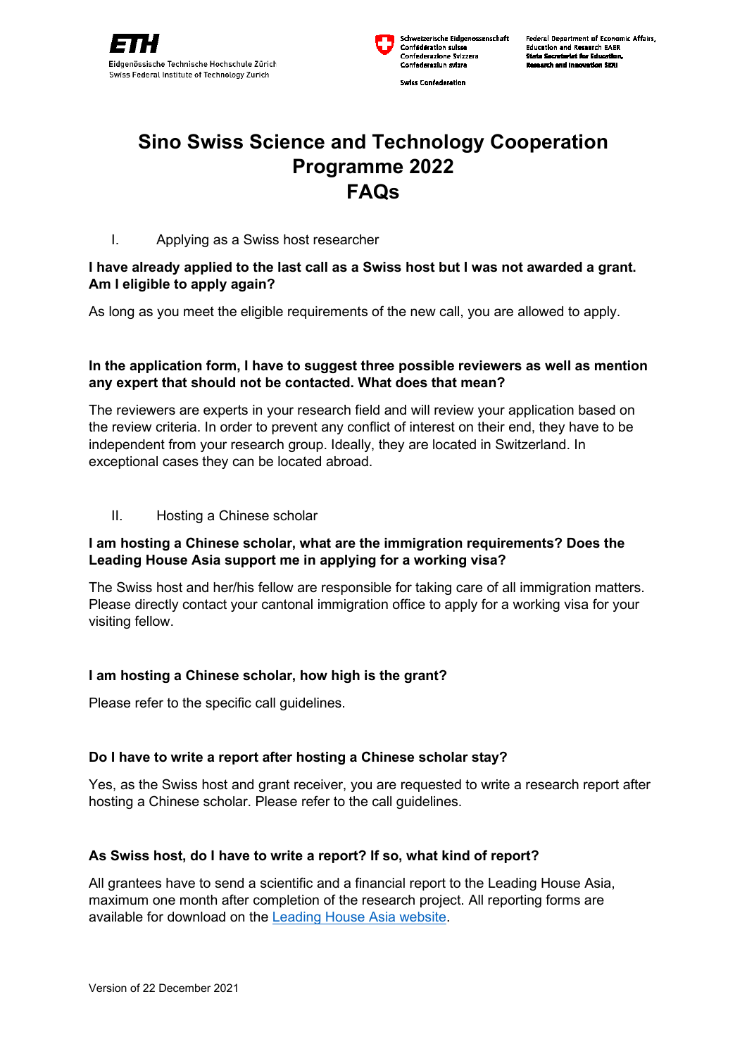# Sino Swiss Science and Technology Cooperation Programme 2022 FAQs

## I. Applying as a Swiss host researcher

**I have already applied to the last call as a Swiss host but I was not awarded a grant. Am I eligible to apply again?**

As long as you meet the eligible requirements of the new call, you are allowed to apply.

**In the application form, I have to suggest three possible reviewers as well as mention any expert that should not be contacted. What does that mean?**

The reviewers are experts in your research field and will review your application based on the review criteria. In order to prevent any conflict of interest on their end, they have to be independent from your research group. Ideally, they are located in Switzerland. In exceptional cases they can be located abroad.

## II. Hosting a Chinese scholar

**I am hosting a Chinese scholar, what are the immigration requirements? Does the Leading House Asia support me in applying for a working visa?**

The Swiss host and her/his fellow are responsible for taking care of all immigration matters. Please directly contact your cantonal immigration office to apply for a working visa for your visiting fellow.

**I am hosting a Chinese scholar, how high is the grant?**

Please refer to the specific call guidelines.

**Do I have to write a report after hosting a Chinese scholar stay?**

Yes, as the Swiss host and grant receiver, you are requested to write a research report after hosting a Chinese scholar. Please refer to the call guidelines.

**As Swiss host, do I have to write a report? If so, what kind of report?**

All grantees have to send a scientific and a financial report to the Leading House Asia, maximum one month after completion of the research project. All reporting forms are available for download on the Leading House Asia website.

Version of 22 December 2021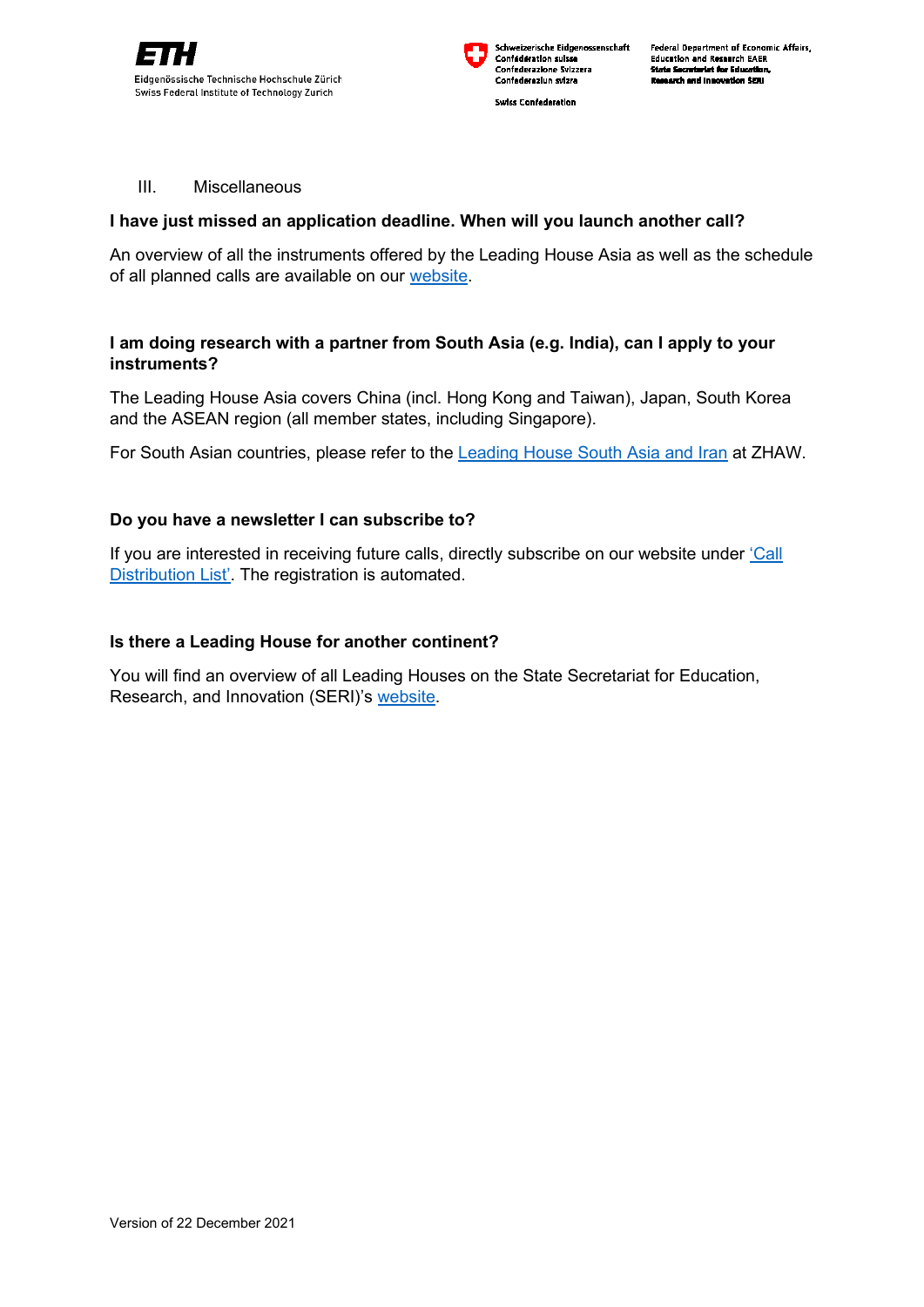## III. Miscellaneous

**I have just missed an application deadline. When will you launch another call?**

An overview of all the instruments offered by the Leading House Asia as well as the schedule of all planned calls are available on our website.

**I am doing research with a partner from South Asia (e.g. India), can I apply to your instruments?**

The Leading House Asia covers China (incl. Hong Kong and Taiwan), Japan, South Korea and the ASEAN region (all member states, including Singapore).

For South Asian countries, please refer to the Leading House South Asia and Iran at ZHAW.

**Do you have a newsletter I can subscribe to?**

If you are interested in receiving future calls, directly subscribe on our website under 'Call Distribution List'. The registration is automated.

**Is there a Leading House for another continent?**

You will find an overview of all Leading Houses on the State Secretariat for Education, Research, and Innovation (SERI)'s website.

Version of 22 December 2021